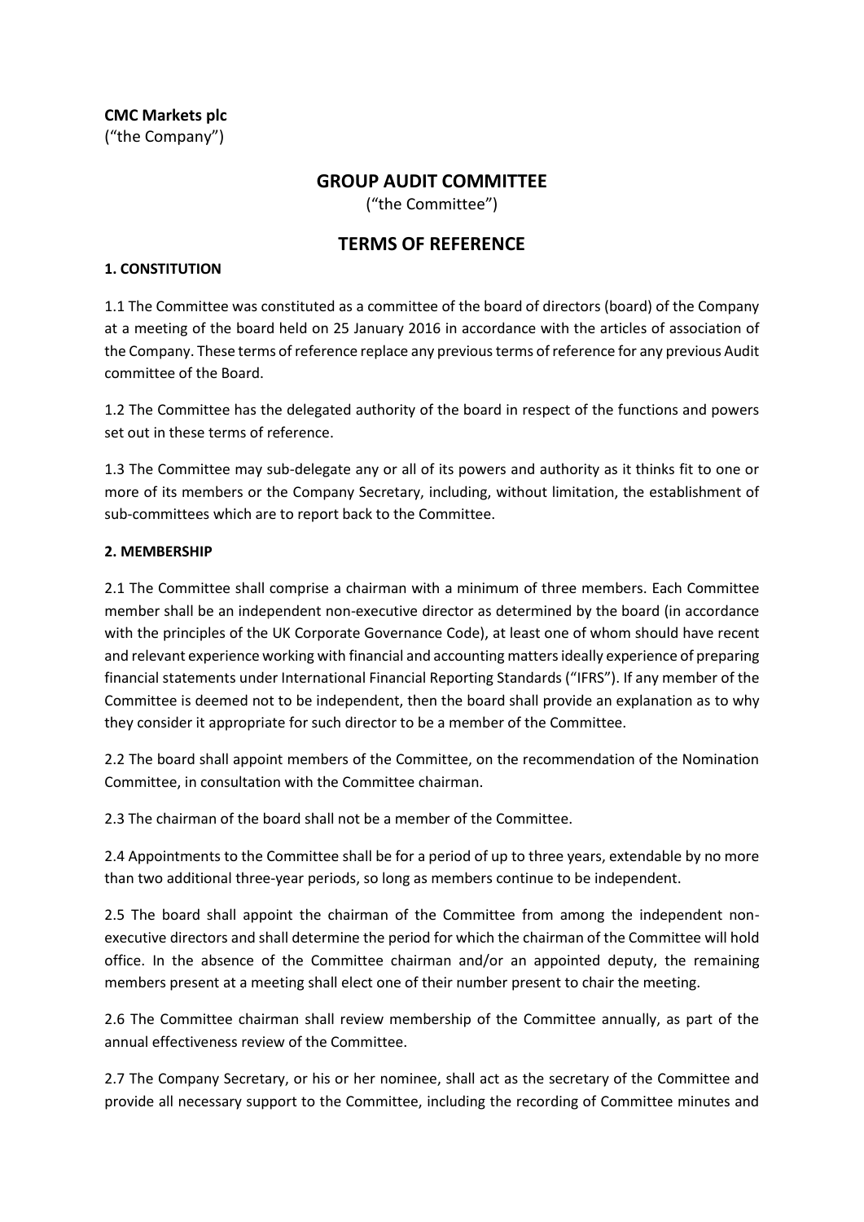**CMC Markets plc**
("the Company")

# GROUP AUDIT COMMITTEE

("the Committee")

# TERMS OF REFERENCE

**1. CONSTITUTION**

1.1 The Committee was constituted as a committee of the board of directors (board) of the Company at a meeting of the board held on 25 January 2016 in accordance with the articles of association of the Company. These terms of reference replace any previous terms of reference for any previous Audit committee of the Board.

1.2 The Committee has the delegated authority of the board in respect of the functions and powers set out in these terms of reference.

1.3 The Committee may sub-delegate any or all of its powers and authority as it thinks fit to one or more of its members or the Company Secretary, including, without limitation, the establishment of sub-committees which are to report back to the Committee.

**2. MEMBERSHIP**

2.1 The Committee shall comprise a chairman with a minimum of three members. Each Committee member shall be an independent non-executive director as determined by the board (in accordance with the principles of the UK Corporate Governance Code), at least one of whom should have recent and relevant experience working with financial and accounting matters ideally experience of preparing financial statements under International Financial Reporting Standards ("IFRS"). If any member of the Committee is deemed not to be independent, then the board shall provide an explanation as to why they consider it appropriate for such director to be a member of the Committee.

2.2 The board shall appoint members of the Committee, on the recommendation of the Nomination Committee, in consultation with the Committee chairman.

2.3 The chairman of the board shall not be a member of the Committee.

2.4 Appointments to the Committee shall be for a period of up to three years, extendable by no more than two additional three-year periods, so long as members continue to be independent.

2.5 The board shall appoint the chairman of the Committee from among the independent non-executive directors and shall determine the period for which the chairman of the Committee will hold office. In the absence of the Committee chairman and/or an appointed deputy, the remaining members present at a meeting shall elect one of their number present to chair the meeting.

2.6 The Committee chairman shall review membership of the Committee annually, as part of the annual effectiveness review of the Committee.

2.7 The Company Secretary, or his or her nominee, shall act as the secretary of the Committee and provide all necessary support to the Committee, including the recording of Committee minutes and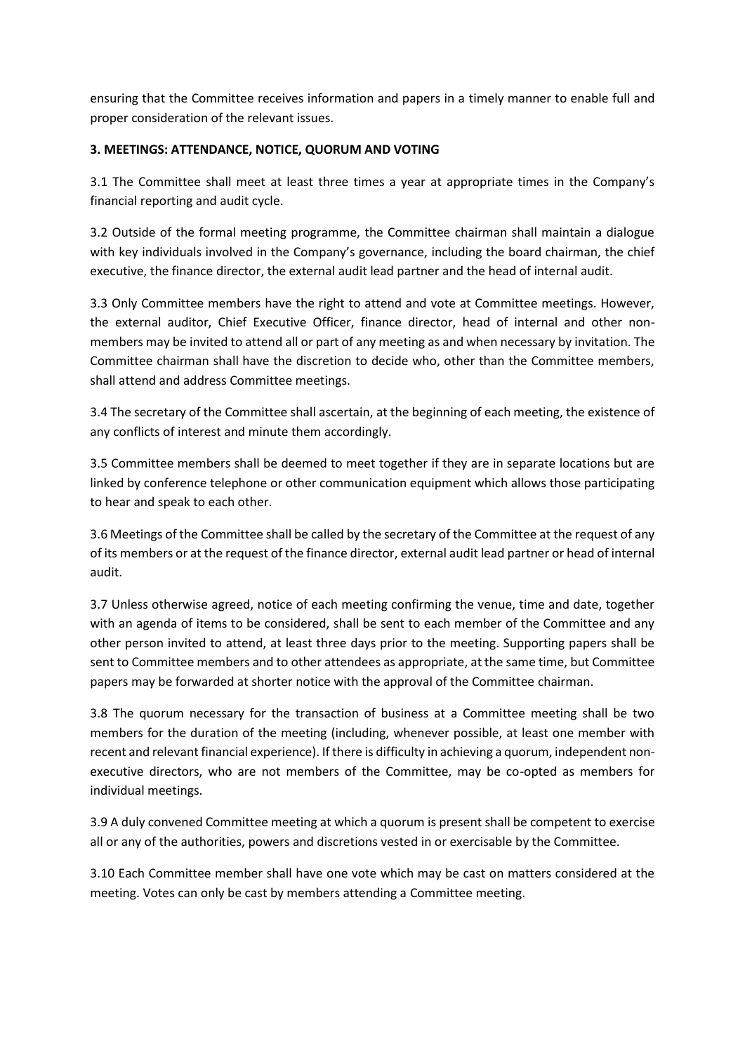ensuring that the Committee receives information and papers in a timely manner to enable full and proper consideration of the relevant issues.

**3. MEETINGS: ATTENDANCE, NOTICE, QUORUM AND VOTING**

3.1 The Committee shall meet at least three times a year at appropriate times in the Company's financial reporting and audit cycle.

3.2 Outside of the formal meeting programme, the Committee chairman shall maintain a dialogue with key individuals involved in the Company's governance, including the board chairman, the chief executive, the finance director, the external audit lead partner and the head of internal audit.

3.3 Only Committee members have the right to attend and vote at Committee meetings. However, the external auditor, Chief Executive Officer, finance director, head of internal and other non-members may be invited to attend all or part of any meeting as and when necessary by invitation. The Committee chairman shall have the discretion to decide who, other than the Committee members, shall attend and address Committee meetings.

3.4 The secretary of the Committee shall ascertain, at the beginning of each meeting, the existence of any conflicts of interest and minute them accordingly.

3.5 Committee members shall be deemed to meet together if they are in separate locations but are linked by conference telephone or other communication equipment which allows those participating to hear and speak to each other.

3.6 Meetings of the Committee shall be called by the secretary of the Committee at the request of any of its members or at the request of the finance director, external audit lead partner or head of internal audit.

3.7 Unless otherwise agreed, notice of each meeting confirming the venue, time and date, together with an agenda of items to be considered, shall be sent to each member of the Committee and any other person invited to attend, at least three days prior to the meeting. Supporting papers shall be sent to Committee members and to other attendees as appropriate, at the same time, but Committee papers may be forwarded at shorter notice with the approval of the Committee chairman.

3.8 The quorum necessary for the transaction of business at a Committee meeting shall be two members for the duration of the meeting (including, whenever possible, at least one member with recent and relevant financial experience). If there is difficulty in achieving a quorum, independent non-executive directors, who are not members of the Committee, may be co-opted as members for individual meetings.

3.9 A duly convened Committee meeting at which a quorum is present shall be competent to exercise all or any of the authorities, powers and discretions vested in or exercisable by the Committee.

3.10 Each Committee member shall have one vote which may be cast on matters considered at the meeting. Votes can only be cast by members attending a Committee meeting.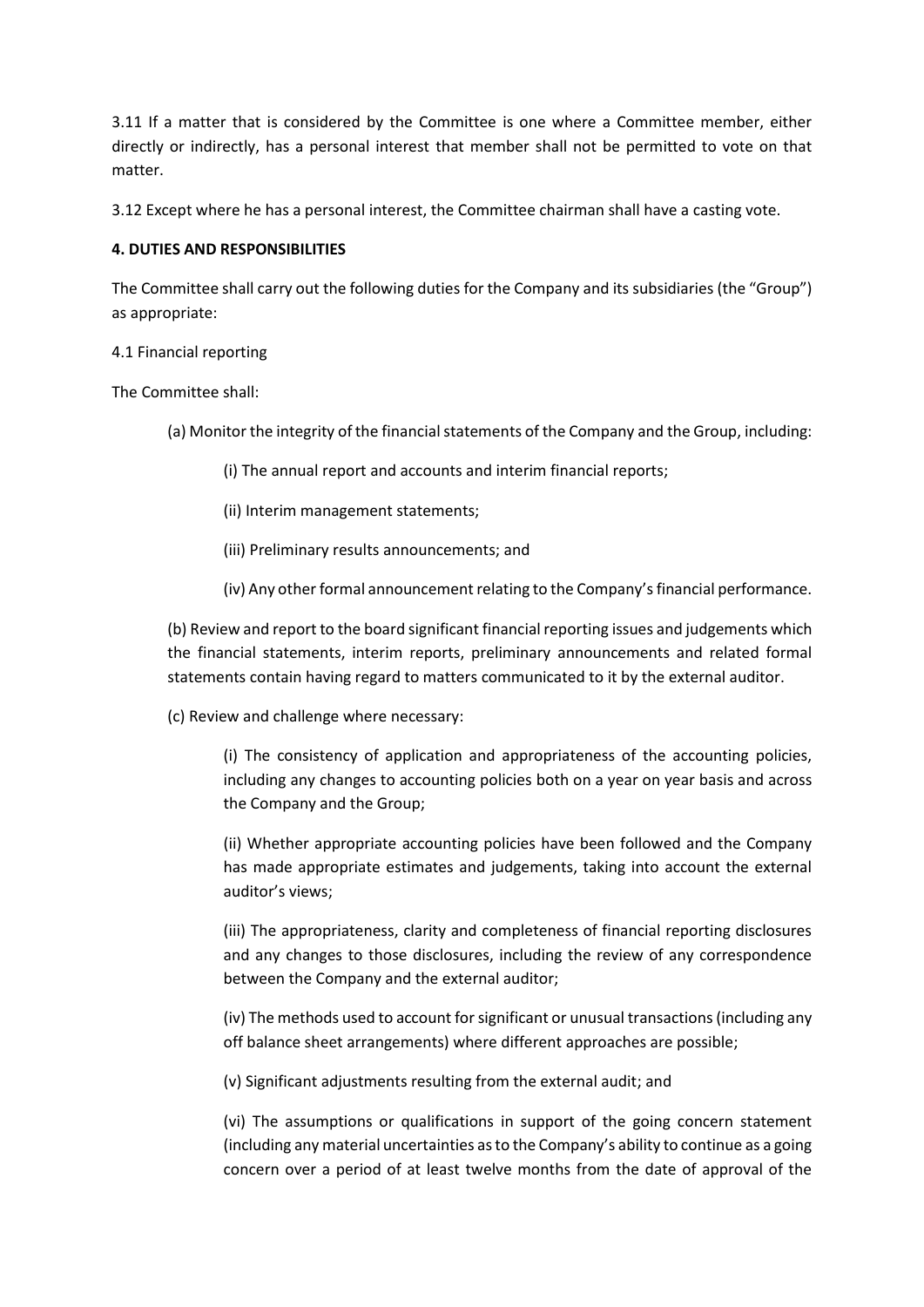3.11 If a matter that is considered by the Committee is one where a Committee member, either directly or indirectly, has a personal interest that member shall not be permitted to vote on that matter.

3.12 Except where he has a personal interest, the Committee chairman shall have a casting vote.

**4. DUTIES AND RESPONSIBILITIES**

The Committee shall carry out the following duties for the Company and its subsidiaries (the "Group") as appropriate:

4.1 Financial reporting

The Committee shall:

(a) Monitor the integrity of the financial statements of the Company and the Group, including:

(i) The annual report and accounts and interim financial reports;

(ii) Interim management statements;

(iii) Preliminary results announcements; and

(iv) Any other formal announcement relating to the Company's financial performance.

(b) Review and report to the board significant financial reporting issues and judgements which the financial statements, interim reports, preliminary announcements and related formal statements contain having regard to matters communicated to it by the external auditor.

(c) Review and challenge where necessary:

(i) The consistency of application and appropriateness of the accounting policies, including any changes to accounting policies both on a year on year basis and across the Company and the Group;

(ii) Whether appropriate accounting policies have been followed and the Company has made appropriate estimates and judgements, taking into account the external auditor's views;

(iii) The appropriateness, clarity and completeness of financial reporting disclosures and any changes to those disclosures, including the review of any correspondence between the Company and the external auditor;

(iv) The methods used to account for significant or unusual transactions (including any off balance sheet arrangements) where different approaches are possible;

(v) Significant adjustments resulting from the external audit; and

(vi) The assumptions or qualifications in support of the going concern statement (including any material uncertainties as to the Company's ability to continue as a going concern over a period of at least twelve months from the date of approval of the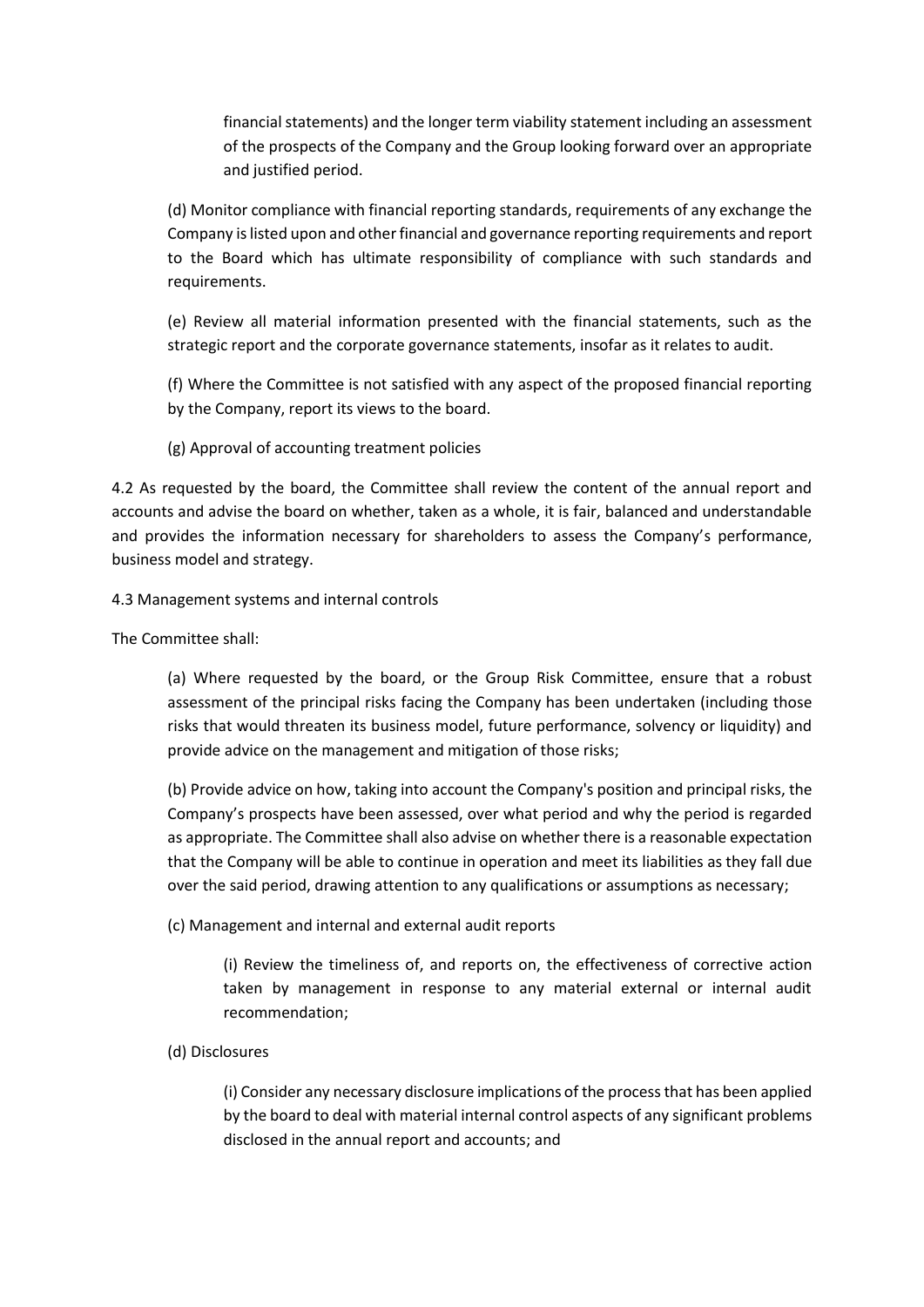financial statements) and the longer term viability statement including an assessment of the prospects of the Company and the Group looking forward over an appropriate and justified period.

(d) Monitor compliance with financial reporting standards, requirements of any exchange the Company is listed upon and other financial and governance reporting requirements and report to the Board which has ultimate responsibility of compliance with such standards and requirements.

(e) Review all material information presented with the financial statements, such as the strategic report and the corporate governance statements, insofar as it relates to audit.

(f) Where the Committee is not satisfied with any aspect of the proposed financial reporting by the Company, report its views to the board.

(g) Approval of accounting treatment policies

4.2 As requested by the board, the Committee shall review the content of the annual report and accounts and advise the board on whether, taken as a whole, it is fair, balanced and understandable and provides the information necessary for shareholders to assess the Company's performance, business model and strategy.

4.3 Management systems and internal controls

The Committee shall:

(a) Where requested by the board, or the Group Risk Committee, ensure that a robust assessment of the principal risks facing the Company has been undertaken (including those risks that would threaten its business model, future performance, solvency or liquidity) and provide advice on the management and mitigation of those risks;

(b) Provide advice on how, taking into account the Company's position and principal risks, the Company's prospects have been assessed, over what period and why the period is regarded as appropriate. The Committee shall also advise on whether there is a reasonable expectation that the Company will be able to continue in operation and meet its liabilities as they fall due over the said period, drawing attention to any qualifications or assumptions as necessary;

(c) Management and internal and external audit reports

(i) Review the timeliness of, and reports on, the effectiveness of corrective action taken by management in response to any material external or internal audit recommendation;

(d) Disclosures

(i) Consider any necessary disclosure implications of the process that has been applied by the board to deal with material internal control aspects of any significant problems disclosed in the annual report and accounts; and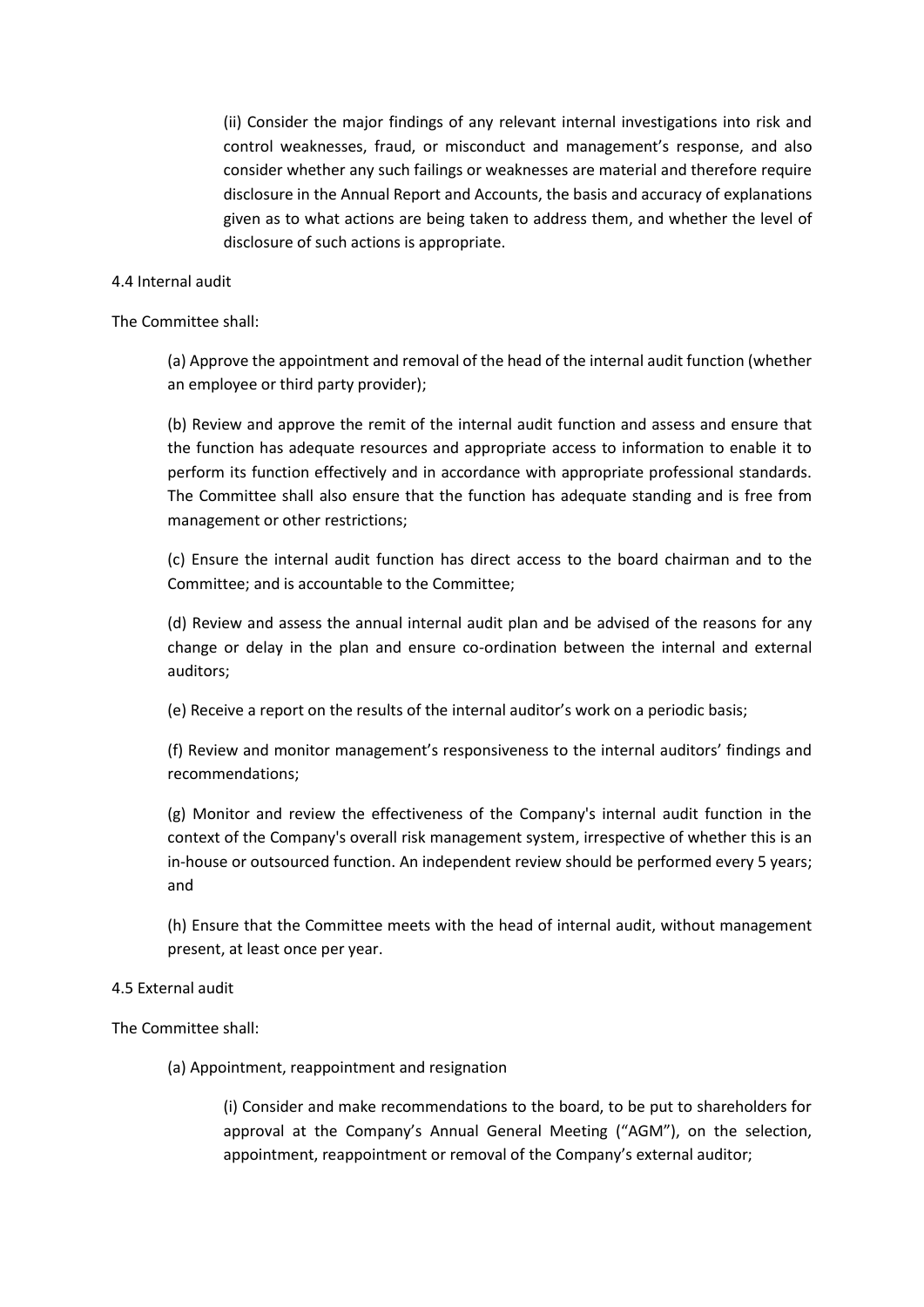(ii) Consider the major findings of any relevant internal investigations into risk and control weaknesses, fraud, or misconduct and management's response, and also consider whether any such failings or weaknesses are material and therefore require disclosure in the Annual Report and Accounts, the basis and accuracy of explanations given as to what actions are being taken to address them, and whether the level of disclosure of such actions is appropriate.

4.4 Internal audit

The Committee shall:

(a) Approve the appointment and removal of the head of the internal audit function (whether an employee or third party provider);

(b) Review and approve the remit of the internal audit function and assess and ensure that the function has adequate resources and appropriate access to information to enable it to perform its function effectively and in accordance with appropriate professional standards. The Committee shall also ensure that the function has adequate standing and is free from management or other restrictions;

(c) Ensure the internal audit function has direct access to the board chairman and to the Committee; and is accountable to the Committee;

(d) Review and assess the annual internal audit plan and be advised of the reasons for any change or delay in the plan and ensure co-ordination between the internal and external auditors;

(e) Receive a report on the results of the internal auditor's work on a periodic basis;

(f) Review and monitor management's responsiveness to the internal auditors' findings and recommendations;

(g) Monitor and review the effectiveness of the Company's internal audit function in the context of the Company's overall risk management system, irrespective of whether this is an in-house or outsourced function. An independent review should be performed every 5 years; and

(h) Ensure that the Committee meets with the head of internal audit, without management present, at least once per year.

4.5 External audit

The Committee shall:

(a) Appointment, reappointment and resignation

(i) Consider and make recommendations to the board, to be put to shareholders for approval at the Company's Annual General Meeting ("AGM"), on the selection, appointment, reappointment or removal of the Company's external auditor;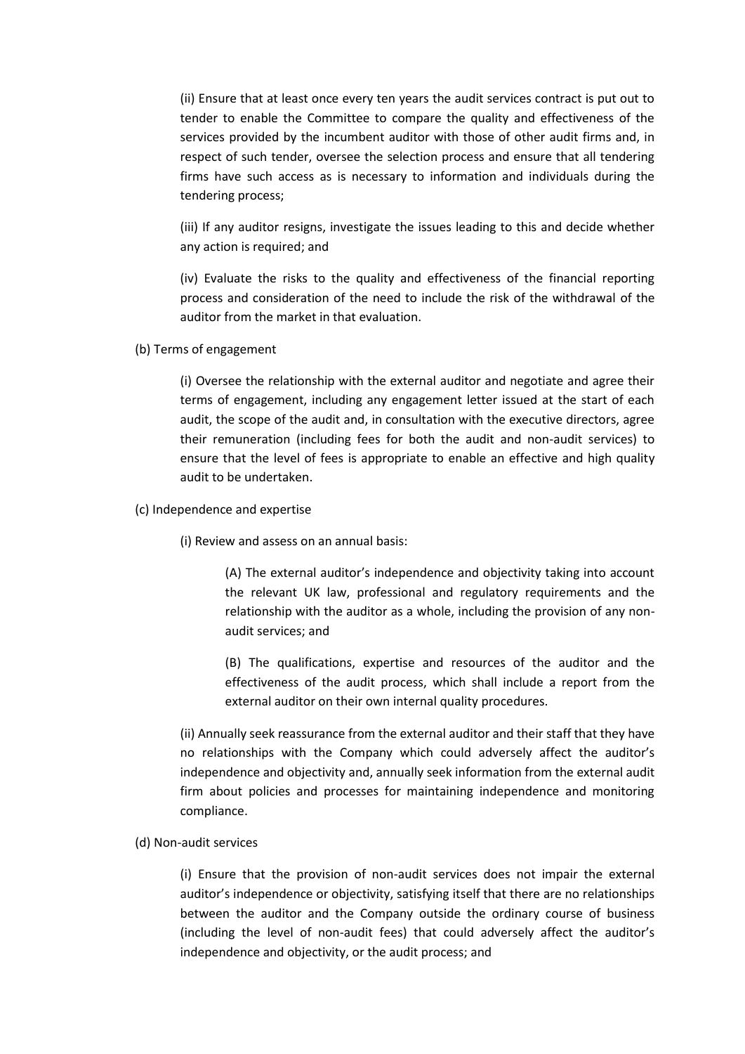(ii) Ensure that at least once every ten years the audit services contract is put out to tender to enable the Committee to compare the quality and effectiveness of the services provided by the incumbent auditor with those of other audit firms and, in respect of such tender, oversee the selection process and ensure that all tendering firms have such access as is necessary to information and individuals during the tendering process;

(iii) If any auditor resigns, investigate the issues leading to this and decide whether any action is required; and

(iv) Evaluate the risks to the quality and effectiveness of the financial reporting process and consideration of the need to include the risk of the withdrawal of the auditor from the market in that evaluation.

(b) Terms of engagement

(i) Oversee the relationship with the external auditor and negotiate and agree their terms of engagement, including any engagement letter issued at the start of each audit, the scope of the audit and, in consultation with the executive directors, agree their remuneration (including fees for both the audit and non-audit services) to ensure that the level of fees is appropriate to enable an effective and high quality audit to be undertaken.

(c) Independence and expertise

(i) Review and assess on an annual basis:

(A) The external auditor's independence and objectivity taking into account the relevant UK law, professional and regulatory requirements and the relationship with the auditor as a whole, including the provision of any non-audit services; and

(B) The qualifications, expertise and resources of the auditor and the effectiveness of the audit process, which shall include a report from the external auditor on their own internal quality procedures.

(ii) Annually seek reassurance from the external auditor and their staff that they have no relationships with the Company which could adversely affect the auditor's independence and objectivity and, annually seek information from the external audit firm about policies and processes for maintaining independence and monitoring compliance.

(d) Non-audit services

(i) Ensure that the provision of non-audit services does not impair the external auditor's independence or objectivity, satisfying itself that there are no relationships between the auditor and the Company outside the ordinary course of business (including the level of non-audit fees) that could adversely affect the auditor's independence and objectivity, or the audit process; and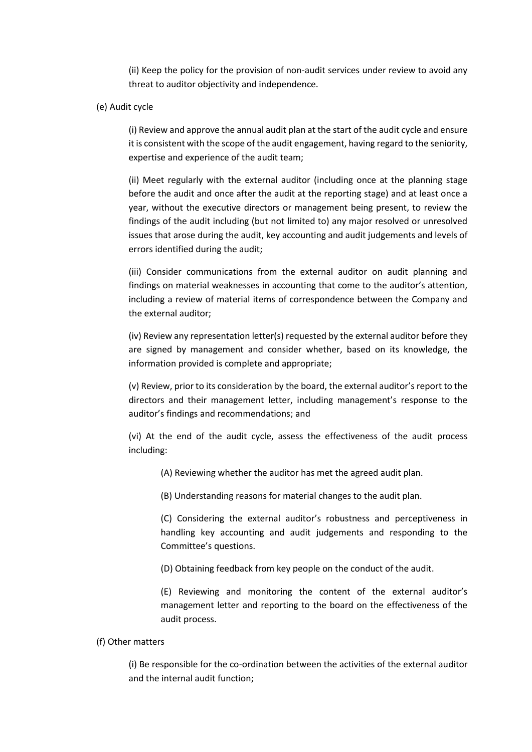(ii) Keep the policy for the provision of non-audit services under review to avoid any threat to auditor objectivity and independence.

(e) Audit cycle

(i) Review and approve the annual audit plan at the start of the audit cycle and ensure it is consistent with the scope of the audit engagement, having regard to the seniority, expertise and experience of the audit team;

(ii) Meet regularly with the external auditor (including once at the planning stage before the audit and once after the audit at the reporting stage) and at least once a year, without the executive directors or management being present, to review the findings of the audit including (but not limited to) any major resolved or unresolved issues that arose during the audit, key accounting and audit judgements and levels of errors identified during the audit;

(iii) Consider communications from the external auditor on audit planning and findings on material weaknesses in accounting that come to the auditor's attention, including a review of material items of correspondence between the Company and the external auditor;

(iv) Review any representation letter(s) requested by the external auditor before they are signed by management and consider whether, based on its knowledge, the information provided is complete and appropriate;

(v) Review, prior to its consideration by the board, the external auditor's report to the directors and their management letter, including management's response to the auditor's findings and recommendations; and

(vi) At the end of the audit cycle, assess the effectiveness of the audit process including:

(A) Reviewing whether the auditor has met the agreed audit plan.

(B) Understanding reasons for material changes to the audit plan.

(C) Considering the external auditor's robustness and perceptiveness in handling key accounting and audit judgements and responding to the Committee's questions.

(D) Obtaining feedback from key people on the conduct of the audit.

(E) Reviewing and monitoring the content of the external auditor's management letter and reporting to the board on the effectiveness of the audit process.

(f) Other matters

(i) Be responsible for the co-ordination between the activities of the external auditor and the internal audit function;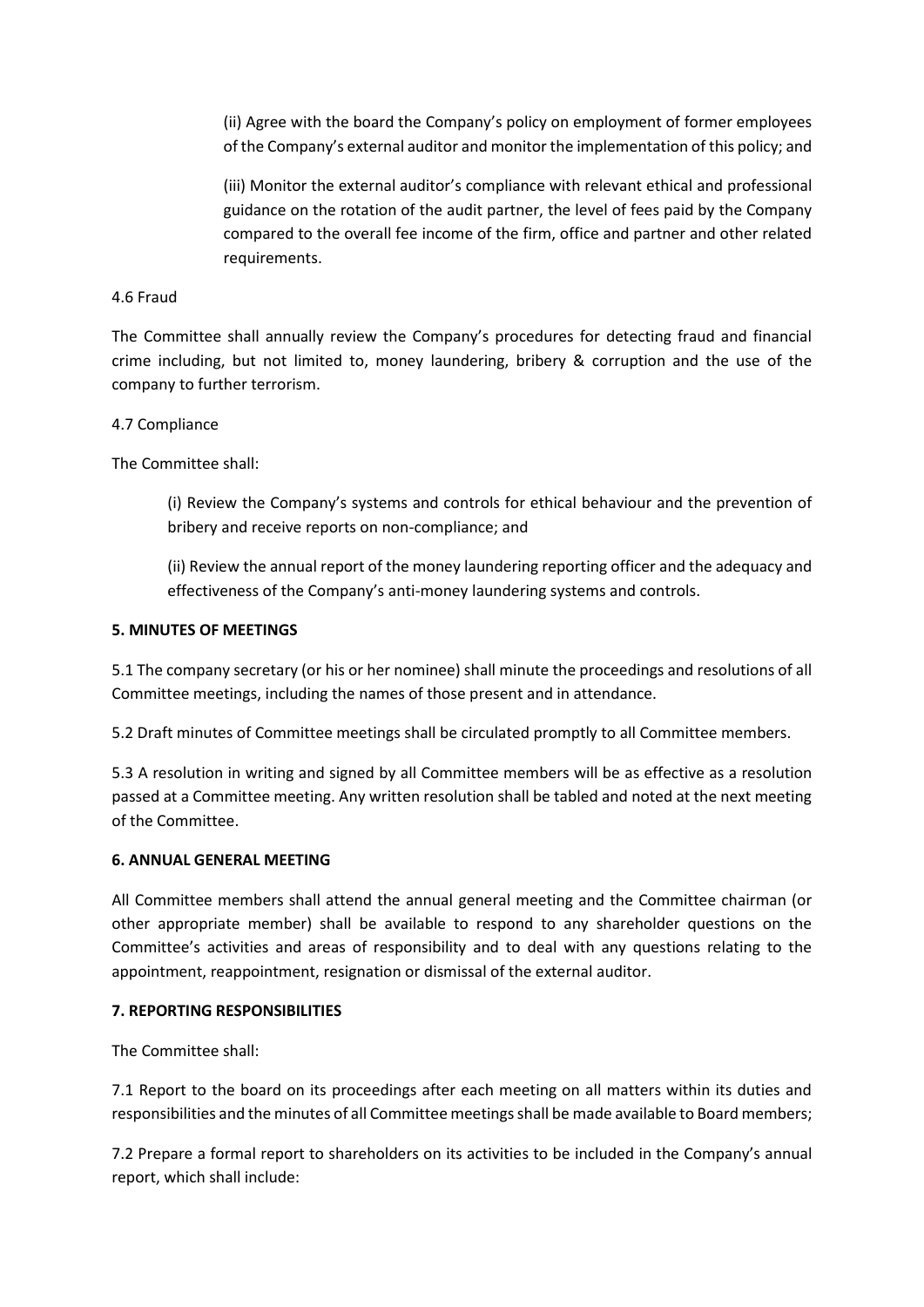(ii) Agree with the board the Company's policy on employment of former employees of the Company's external auditor and monitor the implementation of this policy; and

(iii) Monitor the external auditor's compliance with relevant ethical and professional guidance on the rotation of the audit partner, the level of fees paid by the Company compared to the overall fee income of the firm, office and partner and other related requirements.

4.6 Fraud

The Committee shall annually review the Company's procedures for detecting fraud and financial crime including, but not limited to, money laundering, bribery & corruption and the use of the company to further terrorism.

4.7 Compliance

The Committee shall:

(i) Review the Company's systems and controls for ethical behaviour and the prevention of bribery and receive reports on non-compliance; and

(ii) Review the annual report of the money laundering reporting officer and the adequacy and effectiveness of the Company's anti-money laundering systems and controls.

**5. MINUTES OF MEETINGS**

5.1 The company secretary (or his or her nominee) shall minute the proceedings and resolutions of all Committee meetings, including the names of those present and in attendance.

5.2 Draft minutes of Committee meetings shall be circulated promptly to all Committee members.

5.3 A resolution in writing and signed by all Committee members will be as effective as a resolution passed at a Committee meeting. Any written resolution shall be tabled and noted at the next meeting of the Committee.

**6. ANNUAL GENERAL MEETING**

All Committee members shall attend the annual general meeting and the Committee chairman (or other appropriate member) shall be available to respond to any shareholder questions on the Committee's activities and areas of responsibility and to deal with any questions relating to the appointment, reappointment, resignation or dismissal of the external auditor.

**7. REPORTING RESPONSIBILITIES**

The Committee shall:

7.1 Report to the board on its proceedings after each meeting on all matters within its duties and responsibilities and the minutes of all Committee meetings shall be made available to Board members;

7.2 Prepare a formal report to shareholders on its activities to be included in the Company's annual report, which shall include: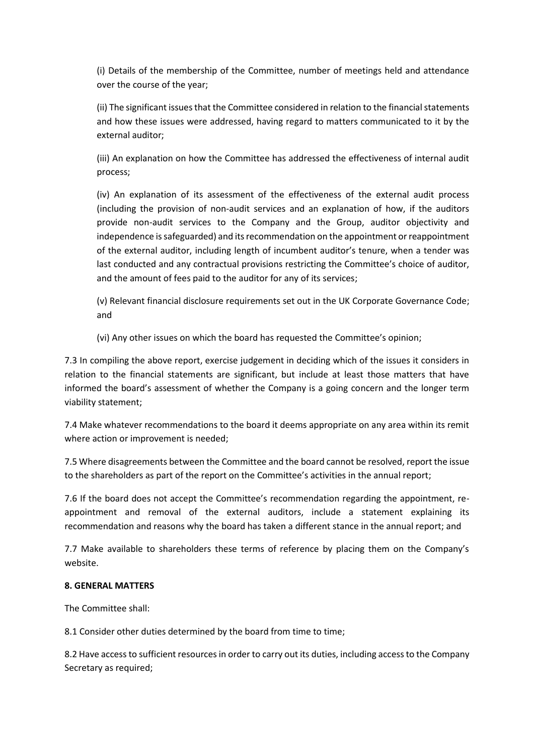(i) Details of the membership of the Committee, number of meetings held and attendance over the course of the year;

(ii) The significant issues that the Committee considered in relation to the financial statements and how these issues were addressed, having regard to matters communicated to it by the external auditor;

(iii) An explanation on how the Committee has addressed the effectiveness of internal audit process;

(iv) An explanation of its assessment of the effectiveness of the external audit process (including the provision of non-audit services and an explanation of how, if the auditors provide non-audit services to the Company and the Group, auditor objectivity and independence is safeguarded) and its recommendation on the appointment or reappointment of the external auditor, including length of incumbent auditor's tenure, when a tender was last conducted and any contractual provisions restricting the Committee's choice of auditor, and the amount of fees paid to the auditor for any of its services;

(v) Relevant financial disclosure requirements set out in the UK Corporate Governance Code; and

(vi) Any other issues on which the board has requested the Committee's opinion;

7.3 In compiling the above report, exercise judgement in deciding which of the issues it considers in relation to the financial statements are significant, but include at least those matters that have informed the board's assessment of whether the Company is a going concern and the longer term viability statement;

7.4 Make whatever recommendations to the board it deems appropriate on any area within its remit where action or improvement is needed;

7.5 Where disagreements between the Committee and the board cannot be resolved, report the issue to the shareholders as part of the report on the Committee's activities in the annual report;

7.6 If the board does not accept the Committee's recommendation regarding the appointment, re-appointment and removal of the external auditors, include a statement explaining its recommendation and reasons why the board has taken a different stance in the annual report; and

7.7 Make available to shareholders these terms of reference by placing them on the Company's website.

**8. GENERAL MATTERS**

The Committee shall:

8.1 Consider other duties determined by the board from time to time;

8.2 Have access to sufficient resources in order to carry out its duties, including access to the Company Secretary as required;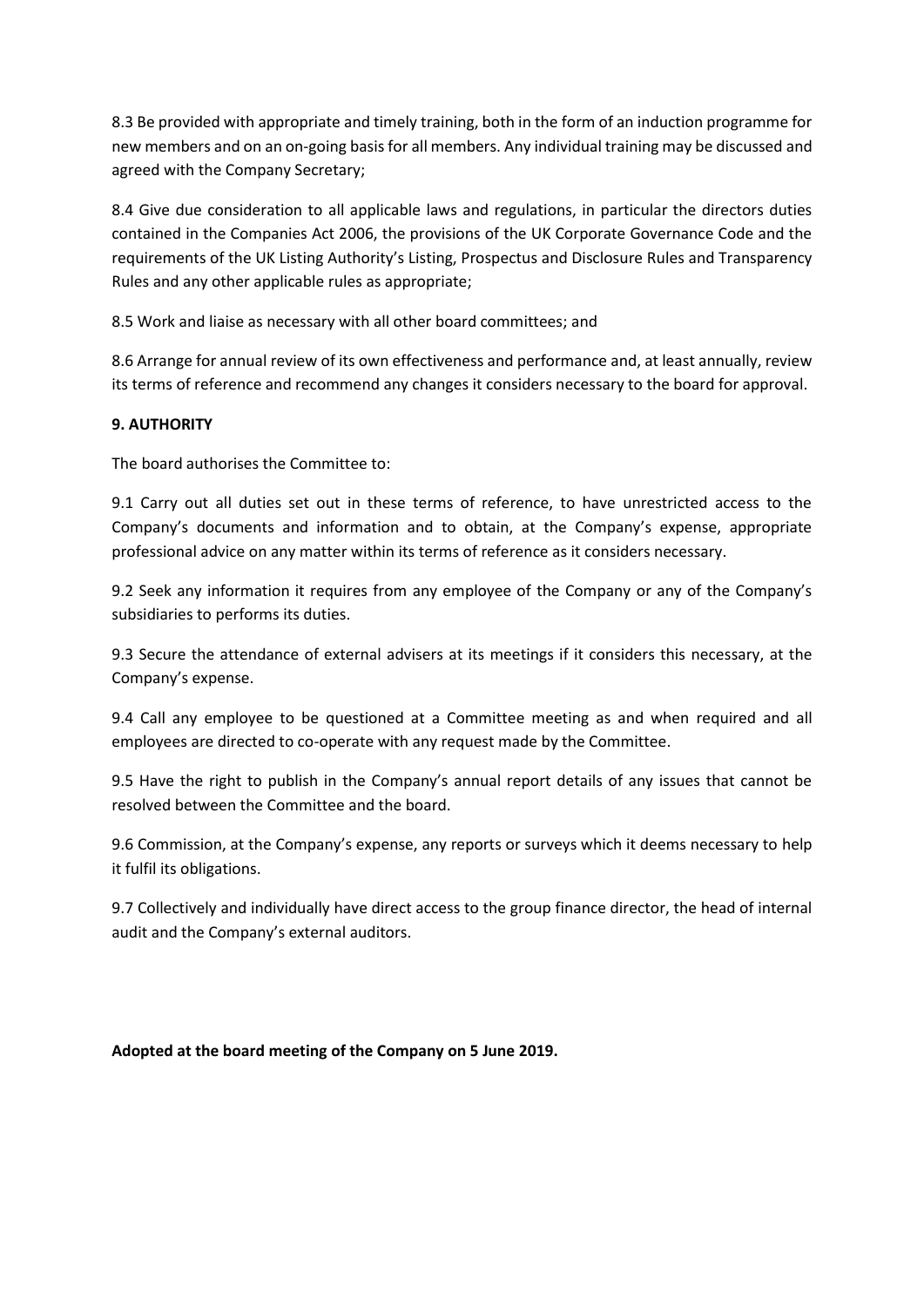8.3 Be provided with appropriate and timely training, both in the form of an induction programme for new members and on an on-going basis for all members. Any individual training may be discussed and agreed with the Company Secretary;

8.4 Give due consideration to all applicable laws and regulations, in particular the directors duties contained in the Companies Act 2006, the provisions of the UK Corporate Governance Code and the requirements of the UK Listing Authority's Listing, Prospectus and Disclosure Rules and Transparency Rules and any other applicable rules as appropriate;

8.5 Work and liaise as necessary with all other board committees; and

8.6 Arrange for annual review of its own effectiveness and performance and, at least annually, review its terms of reference and recommend any changes it considers necessary to the board for approval.

**9. AUTHORITY**

The board authorises the Committee to:

9.1 Carry out all duties set out in these terms of reference, to have unrestricted access to the Company's documents and information and to obtain, at the Company's expense, appropriate professional advice on any matter within its terms of reference as it considers necessary.

9.2 Seek any information it requires from any employee of the Company or any of the Company's subsidiaries to performs its duties.

9.3 Secure the attendance of external advisers at its meetings if it considers this necessary, at the Company's expense.

9.4 Call any employee to be questioned at a Committee meeting as and when required and all employees are directed to co-operate with any request made by the Committee.

9.5 Have the right to publish in the Company's annual report details of any issues that cannot be resolved between the Committee and the board.

9.6 Commission, at the Company's expense, any reports or surveys which it deems necessary to help it fulfil its obligations.

9.7 Collectively and individually have direct access to the group finance director, the head of internal audit and the Company's external auditors.

**Adopted at the board meeting of the Company on 5 June 2019.**